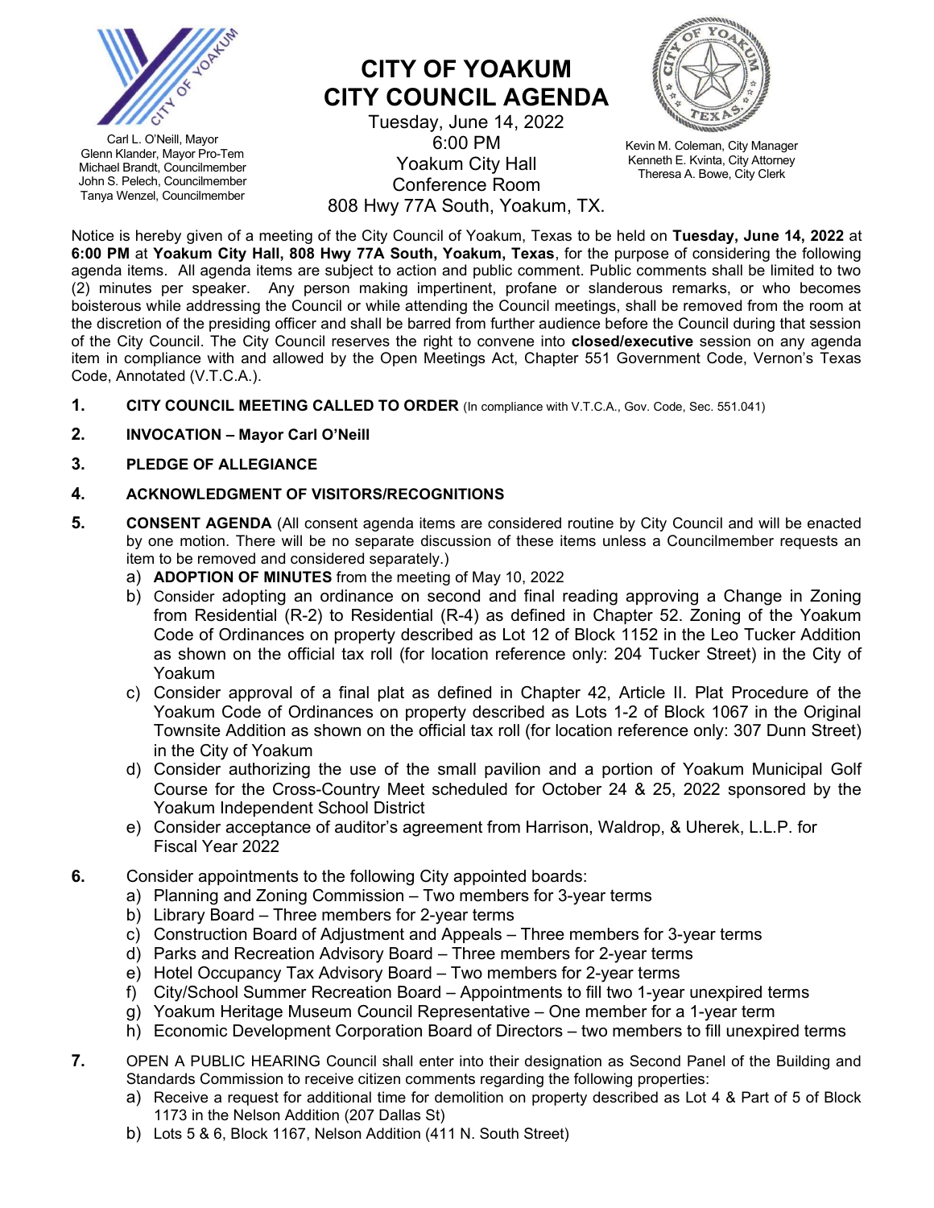Carl L. O'Neill, Mayor
Glenn Klander, Mayor Pro-Tem
Michael Brandt, Councilmember
John S. Pelech, Councilmember
Tanya Wenzel, Councilmember

# CITY OF YOAKUM
# CITY COUNCIL AGENDA

Tuesday, June 14, 2022
6:00 PM
Yoakum City Hall
Conference Room
808 Hwy 77A South, Yoakum, TX.

Kevin M. Coleman, City Manager
Kenneth E. Kvinta, City Attorney
Theresa A. Bowe, City Clerk

Notice is hereby given of a meeting of the City Council of Yoakum, Texas to be held on **Tuesday, June 14, 2022** at **6:00 PM** at **Yoakum City Hall, 808 Hwy 77A South, Yoakum, Texas**, for the purpose of considering the following agenda items. All agenda items are subject to action and public comment. Public comments shall be limited to two (2) minutes per speaker. Any person making impertinent, profane or slanderous remarks, or who becomes boisterous while addressing the Council or while attending the Council meetings, shall be removed from the room at the discretion of the presiding officer and shall be barred from further audience before the Council during that session of the City Council. The City Council reserves the right to convene into **closed/executive** session on any agenda item in compliance with and allowed by the Open Meetings Act, Chapter 551 Government Code, Vernon's Texas Code, Annotated (V.T.C.A.).

1. **CITY COUNCIL MEETING CALLED TO ORDER** (In compliance with V.T.C.A., Gov. Code, Sec. 551.041)

2. **INVOCATION – Mayor Carl O'Neill**

3. **PLEDGE OF ALLEGIANCE**

4. **ACKNOWLEDGMENT OF VISITORS/RECOGNITIONS**

5. **CONSENT AGENDA** (All consent agenda items are considered routine by City Council and will be enacted by one motion. There will be no separate discussion of these items unless a Councilmember requests an item to be removed and considered separately.)
   a) **ADOPTION OF MINUTES** from the meeting of May 10, 2022
   b) Consider adopting an ordinance on second and final reading approving a Change in Zoning from Residential (R-2) to Residential (R-4) as defined in Chapter 52. Zoning of the Yoakum Code of Ordinances on property described as Lot 12 of Block 1152 in the Leo Tucker Addition as shown on the official tax roll (for location reference only: 204 Tucker Street) in the City of Yoakum
   c) Consider approval of a final plat as defined in Chapter 42, Article II. Plat Procedure of the Yoakum Code of Ordinances on property described as Lots 1-2 of Block 1067 in the Original Townsite Addition as shown on the official tax roll (for location reference only: 307 Dunn Street) in the City of Yoakum
   d) Consider authorizing the use of the small pavilion and a portion of Yoakum Municipal Golf Course for the Cross-Country Meet scheduled for October 24 & 25, 2022 sponsored by the Yoakum Independent School District
   e) Consider acceptance of auditor's agreement from Harrison, Waldrop, & Uherek, L.L.P. for Fiscal Year 2022

6. Consider appointments to the following City appointed boards:
   a) Planning and Zoning Commission – Two members for 3-year terms
   b) Library Board – Three members for 2-year terms
   c) Construction Board of Adjustment and Appeals – Three members for 3-year terms
   d) Parks and Recreation Advisory Board – Three members for 2-year terms
   e) Hotel Occupancy Tax Advisory Board – Two members for 2-year terms
   f) City/School Summer Recreation Board – Appointments to fill two 1-year unexpired terms
   g) Yoakum Heritage Museum Council Representative – One member for a 1-year term
   h) Economic Development Corporation Board of Directors – two members to fill unexpired terms

7. OPEN A PUBLIC HEARING Council shall enter into their designation as Second Panel of the Building and Standards Commission to receive citizen comments regarding the following properties:
   a) Receive a request for additional time for demolition on property described as Lot 4 & Part of 5 of Block 1173 in the Nelson Addition (207 Dallas St)
   b) Lots 5 & 6, Block 1167, Nelson Addition (411 N. South Street)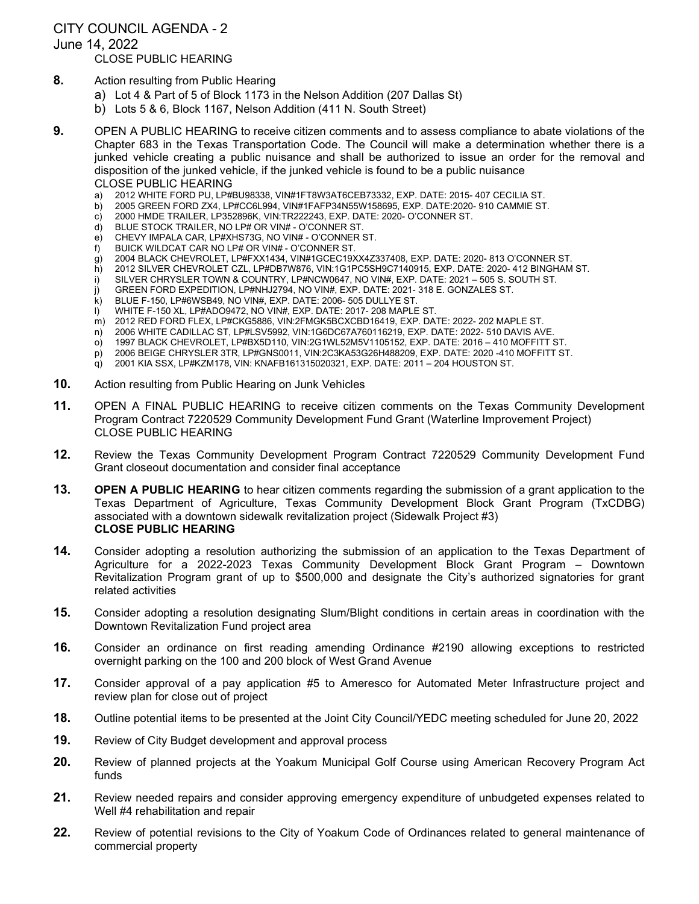CLOSE PUBLIC HEARING

**8.** Action resulting from Public Hearing

a) Lot 4 & Part of 5 of Block 1173 in the Nelson Addition (207 Dallas St)
b) Lots 5 & 6, Block 1167, Nelson Addition (411 N. South Street)

**9.** OPEN A PUBLIC HEARING to receive citizen comments and to assess compliance to abate violations of the Chapter 683 in the Texas Transportation Code. The Council will make a determination whether there is a junked vehicle creating a public nuisance and shall be authorized to issue an order for the removal and disposition of the junked vehicle, if the junked vehicle is found to be a public nuisance

CLOSE PUBLIC HEARING

a) 2012 WHITE FORD PU, LP#BU98338, VIN#1FT8W3AT6CEB73332, EXP. DATE: 2015- 407 CECILIA ST.
b) 2005 GREEN FORD ZX4, LP#CC6L994, VIN#1FAFP34N55W158695, EXP. DATE:2020- 910 CAMMIE ST.
c) 2000 HMDE TRAILER, LP352896K, VIN:TR222243, EXP. DATE: 2020- O'CONNER ST.
d) BLUE STOCK TRAILER, NO LP# OR VIN# - O'CONNER ST.
e) CHEVY IMPALA CAR, LP#XHS73G, NO VIN# - O'CONNER ST.
f) BUICK WILDCAT CAR NO LP# OR VIN# - O'CONNER ST.
g) 2004 BLACK CHEVROLET, LP#FXX1434, VIN#1GCEC19XX4Z337408, EXP. DATE: 2020- 813 O'CONNER ST.
h) 2012 SILVER CHEVROLET CZL, LP#DB7W876, VIN:1G1PC5SH9C7140915, EXP. DATE: 2020- 412 BINGHAM ST.
i) SILVER CHRYSLER TOWN & COUNTRY, LP#NCW0647, NO VIN#, EXP. DATE: 2021 – 505 S. SOUTH ST.
j) GREEN FORD EXPEDITION, LP#NHJ2794, NO VIN#, EXP. DATE: 2021- 318 E. GONZALES ST.
k) BLUE F-150, LP#6WSB49, NO VIN#, EXP. DATE: 2006- 505 DULLYE ST.
l) WHITE F-150 XL, LP#ADO9472, NO VIN#, EXP. DATE: 2017- 208 MAPLE ST.
m) 2012 RED FORD FLEX, LP#CKG5886, VIN:2FMGK5BCXCBD16419, EXP. DATE: 2022- 202 MAPLE ST.
n) 2006 WHITE CADILLAC ST, LP#LSV5992, VIN:1G6DC67A760116219, EXP. DATE: 2022- 510 DAVIS AVE.
o) 1997 BLACK CHEVROLET, LP#BX5D110, VIN:2G1WL52M5V1105152, EXP. DATE: 2016 – 410 MOFFITT ST.
p) 2006 BEIGE CHRYSLER 3TR, LP#GNS0011, VIN:2C3KA53G26H488209, EXP. DATE: 2020 -410 MOFFITT ST.
q) 2001 KIA SSX, LP#KZM178, VIN: KNAFB161315020321, EXP. DATE: 2011 – 204 HOUSTON ST.

**10.** Action resulting from Public Hearing on Junk Vehicles

**11.** OPEN A FINAL PUBLIC HEARING to receive citizen comments on the Texas Community Development Program Contract 7220529 Community Development Fund Grant (Waterline Improvement Project)
CLOSE PUBLIC HEARING

**12.** Review the Texas Community Development Program Contract 7220529 Community Development Fund Grant closeout documentation and consider final acceptance

**13.** **OPEN A PUBLIC HEARING** to hear citizen comments regarding the submission of a grant application to the Texas Department of Agriculture, Texas Community Development Block Grant Program (TxCDBG) associated with a downtown sidewalk revitalization project (Sidewalk Project #3)
**CLOSE PUBLIC HEARING**

**14.** Consider adopting a resolution authorizing the submission of an application to the Texas Department of Agriculture for a 2022-2023 Texas Community Development Block Grant Program – Downtown Revitalization Program grant of up to $500,000 and designate the City's authorized signatories for grant related activities

**15.** Consider adopting a resolution designating Slum/Blight conditions in certain areas in coordination with the Downtown Revitalization Fund project area

**16.** Consider an ordinance on first reading amending Ordinance #2190 allowing exceptions to restricted overnight parking on the 100 and 200 block of West Grand Avenue

**17.** Consider approval of a pay application #5 to Ameresco for Automated Meter Infrastructure project and review plan for close out of project

**18.** Outline potential items to be presented at the Joint City Council/YEDC meeting scheduled for June 20, 2022

**19.** Review of City Budget development and approval process

**20.** Review of planned projects at the Yoakum Municipal Golf Course using American Recovery Program Act funds

**21.** Review needed repairs and consider approving emergency expenditure of unbudgeted expenses related to Well #4 rehabilitation and repair

**22.** Review of potential revisions to the City of Yoakum Code of Ordinances related to general maintenance of commercial property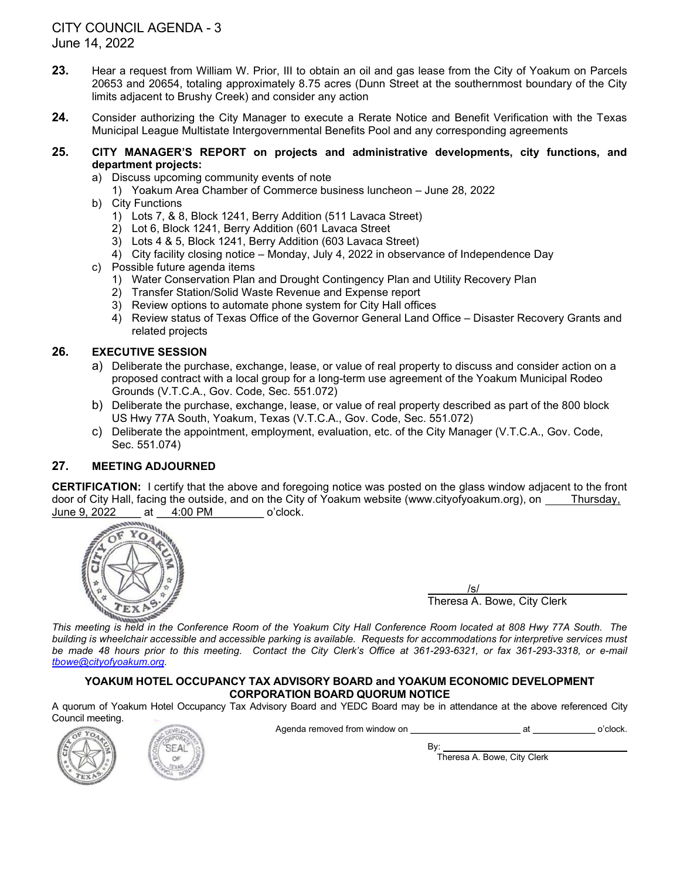**23.** Hear a request from William W. Prior, III to obtain an oil and gas lease from the City of Yoakum on Parcels 20653 and 20654, totaling approximately 8.75 acres (Dunn Street at the southernmost boundary of the City limits adjacent to Brushy Creek) and consider any action

**24.** Consider authorizing the City Manager to execute a Rerate Notice and Benefit Verification with the Texas Municipal League Multistate Intergovernmental Benefits Pool and any corresponding agreements

**25.** **CITY MANAGER'S REPORT on projects and administrative developments, city functions, and department projects:**

a) Discuss upcoming community events of note
   1) Yoakum Area Chamber of Commerce business luncheon – June 28, 2022

b) City Functions
   1) Lots 7, & 8, Block 1241, Berry Addition (511 Lavaca Street)
   2) Lot 6, Block 1241, Berry Addition (601 Lavaca Street
   3) Lots 4 & 5, Block 1241, Berry Addition (603 Lavaca Street)
   4) City facility closing notice – Monday, July 4, 2022 in observance of Independence Day

c) Possible future agenda items
   1) Water Conservation Plan and Drought Contingency Plan and Utility Recovery Plan
   2) Transfer Station/Solid Waste Revenue and Expense report
   3) Review options to automate phone system for City Hall offices
   4) Review status of Texas Office of the Governor General Land Office – Disaster Recovery Grants and related projects

**26.** **EXECUTIVE SESSION**

a) Deliberate the purchase, exchange, lease, or value of real property to discuss and consider action on a proposed contract with a local group for a long-term use agreement of the Yoakum Municipal Rodeo Grounds (V.T.C.A., Gov. Code, Sec. 551.072)

b) Deliberate the purchase, exchange, lease, or value of real property described as part of the 800 block US Hwy 77A South, Yoakum, Texas (V.T.C.A., Gov. Code, Sec. 551.072)

c) Deliberate the appointment, employment, evaluation, etc. of the City Manager (V.T.C.A., Gov. Code, Sec. 551.074)

**27.** **MEETING ADJOURNED**

**CERTIFICATION:** I certify that the above and foregoing notice was posted on the glass window adjacent to the front door of City Hall, facing the outside, and on the City of Yoakum website (www.cityofyoakum.org), on Thursday, June 9, 2022 at 4:00 PM o'clock.

/s/
Theresa A. Bowe, City Clerk

*This meeting is held in the Conference Room of the Yoakum City Hall Conference Room located at 808 Hwy 77A South. The building is wheelchair accessible and accessible parking is available. Requests for accommodations for interpretive services must be made 48 hours prior to this meeting. Contact the City Clerk's Office at 361-293-6321, or fax 361-293-3318, or e-mail tbowe@cityofyoakum.org.*

**YOAKUM HOTEL OCCUPANCY TAX ADVISORY BOARD and YOAKUM ECONOMIC DEVELOPMENT CORPORATION BOARD QUORUM NOTICE**

A quorum of Yoakum Hotel Occupancy Tax Advisory Board and YEDC Board may be in attendance at the above referenced City Council meeting.

Agenda removed from window on ____________________ at ____________ o'clock.

By: ______________________________
Theresa A. Bowe, City Clerk